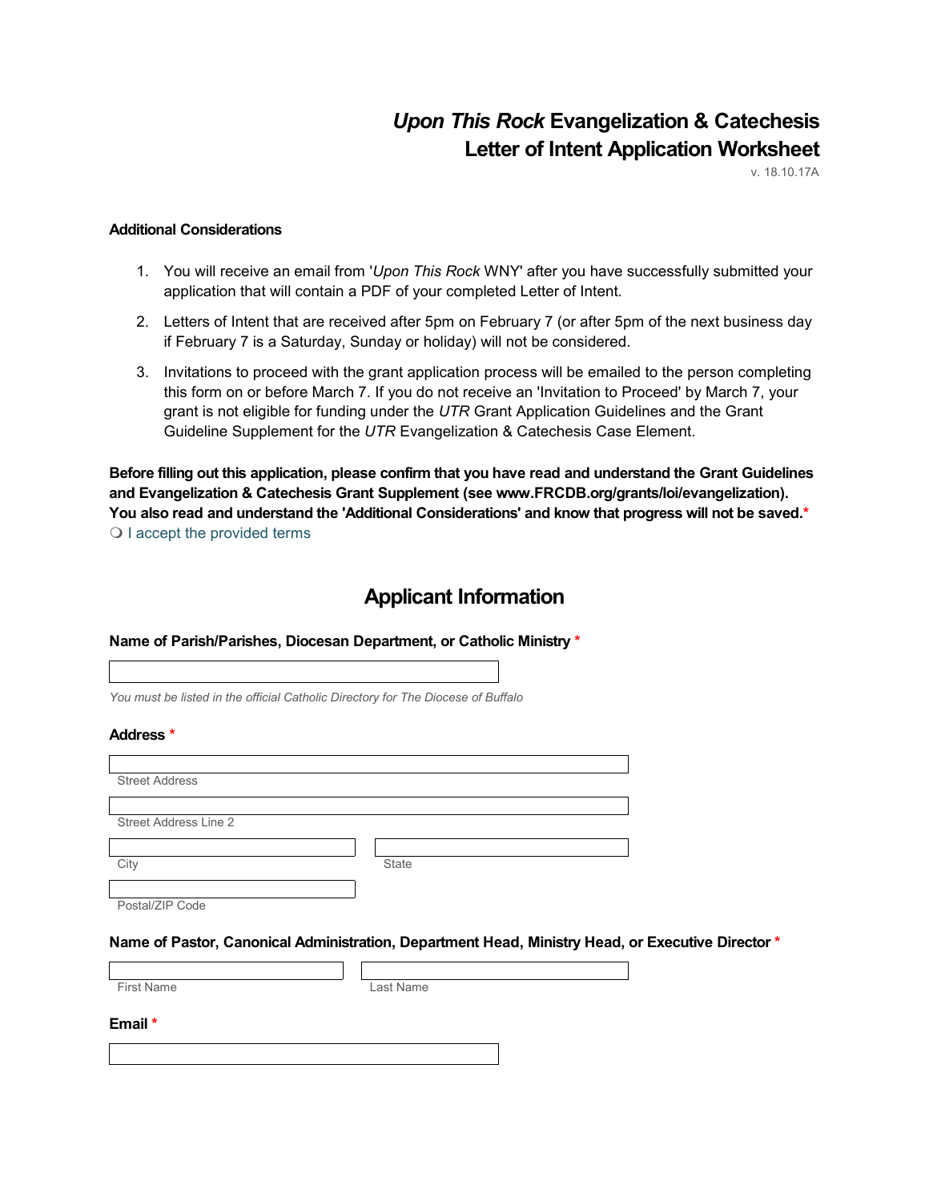# *Upon This Rock* Evangelization & Catechesis
# Letter of Intent Application Worksheet

v. 18.10.17A

**Additional Considerations**

1. You will receive an email from '*Upon This Rock* WNY' after you have successfully submitted your application that will contain a PDF of your completed Letter of Intent.
2. Letters of Intent that are received after 5pm on February 7 (or after 5pm of the next business day if February 7 is a Saturday, Sunday or holiday) will not be considered.
3. Invitations to proceed with the grant application process will be emailed to the person completing this form on or before March 7. If you do not receive an 'Invitation to Proceed' by March 7, your grant is not eligible for funding under the *UTR* Grant Application Guidelines and the Grant Guideline Supplement for the *UTR* Evangelization & Catechesis Case Element.

**Before filling out this application, please confirm that you have read and understand the Grant Guidelines and Evangelization & Catechesis Grant Supplement (see www.FRCDB.org/grants/loi/evangelization). You also read and understand the 'Additional Considerations' and know that progress will not be saved.** *

❍ I accept the provided terms

## Applicant Information

**Name of Parish/Parishes, Diocesan Department, or Catholic Ministry** *

*You must be listed in the official Catholic Directory for The Diocese of Buffalo*

**Address** *

Street Address

Street Address Line 2

City

State

Postal/ZIP Code

**Name of Pastor, Canonical Administration, Department Head, Ministry Head, or Executive Director** *

First Name

Last Name

**Email** *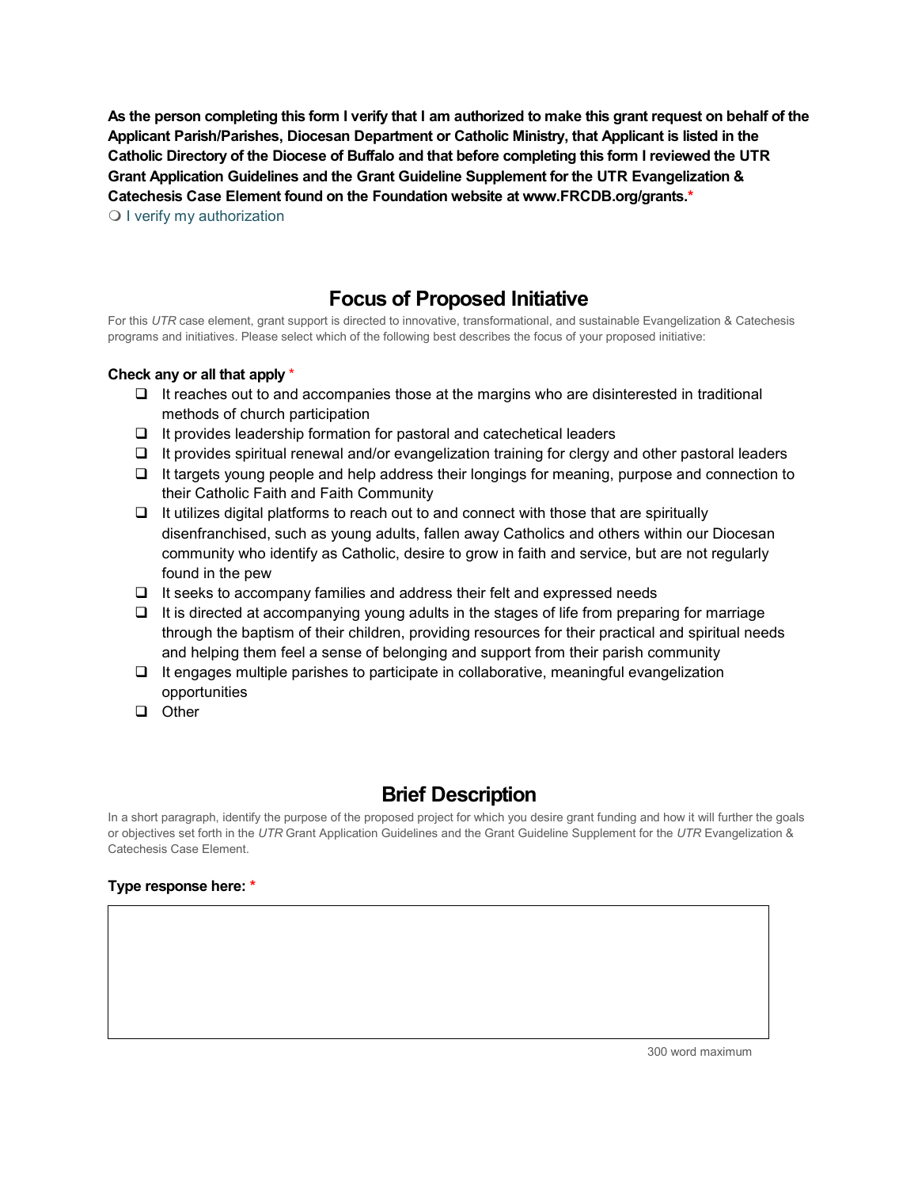**As the person completing this form I verify that I am authorized to make this grant request on behalf of the Applicant Parish/Parishes, Diocesan Department or Catholic Ministry, that Applicant is listed in the Catholic Directory of the Diocese of Buffalo and that before completing this form I reviewed the UTR Grant Application Guidelines and the Grant Guideline Supplement for the UTR Evangelization & Catechesis Case Element found on the Foundation website at www.FRCDB.org/grants.***

❍ I verify my authorization

## Focus of Proposed Initiative

For this *UTR* case element, grant support is directed to innovative, transformational, and sustainable Evangelization & Catechesis programs and initiatives. Please select which of the following best describes the focus of your proposed initiative:

**Check any or all that apply** *

- ❑ It reaches out to and accompanies those at the margins who are disinterested in traditional methods of church participation
- ❑ It provides leadership formation for pastoral and catechetical leaders
- ❑ It provides spiritual renewal and/or evangelization training for clergy and other pastoral leaders
- ❑ It targets young people and help address their longings for meaning, purpose and connection to their Catholic Faith and Faith Community
- ❑ It utilizes digital platforms to reach out to and connect with those that are spiritually disenfranchised, such as young adults, fallen away Catholics and others within our Diocesan community who identify as Catholic, desire to grow in faith and service, but are not regularly found in the pew
- ❑ It seeks to accompany families and address their felt and expressed needs
- ❑ It is directed at accompanying young adults in the stages of life from preparing for marriage through the baptism of their children, providing resources for their practical and spiritual needs and helping them feel a sense of belonging and support from their parish community
- ❑ It engages multiple parishes to participate in collaborative, meaningful evangelization opportunities
- ❑ Other

## Brief Description

In a short paragraph, identify the purpose of the proposed project for which you desire grant funding and how it will further the goals or objectives set forth in the *UTR* Grant Application Guidelines and the Grant Guideline Supplement for the *UTR* Evangelization & Catechesis Case Element.

**Type response here:** *

300 word maximum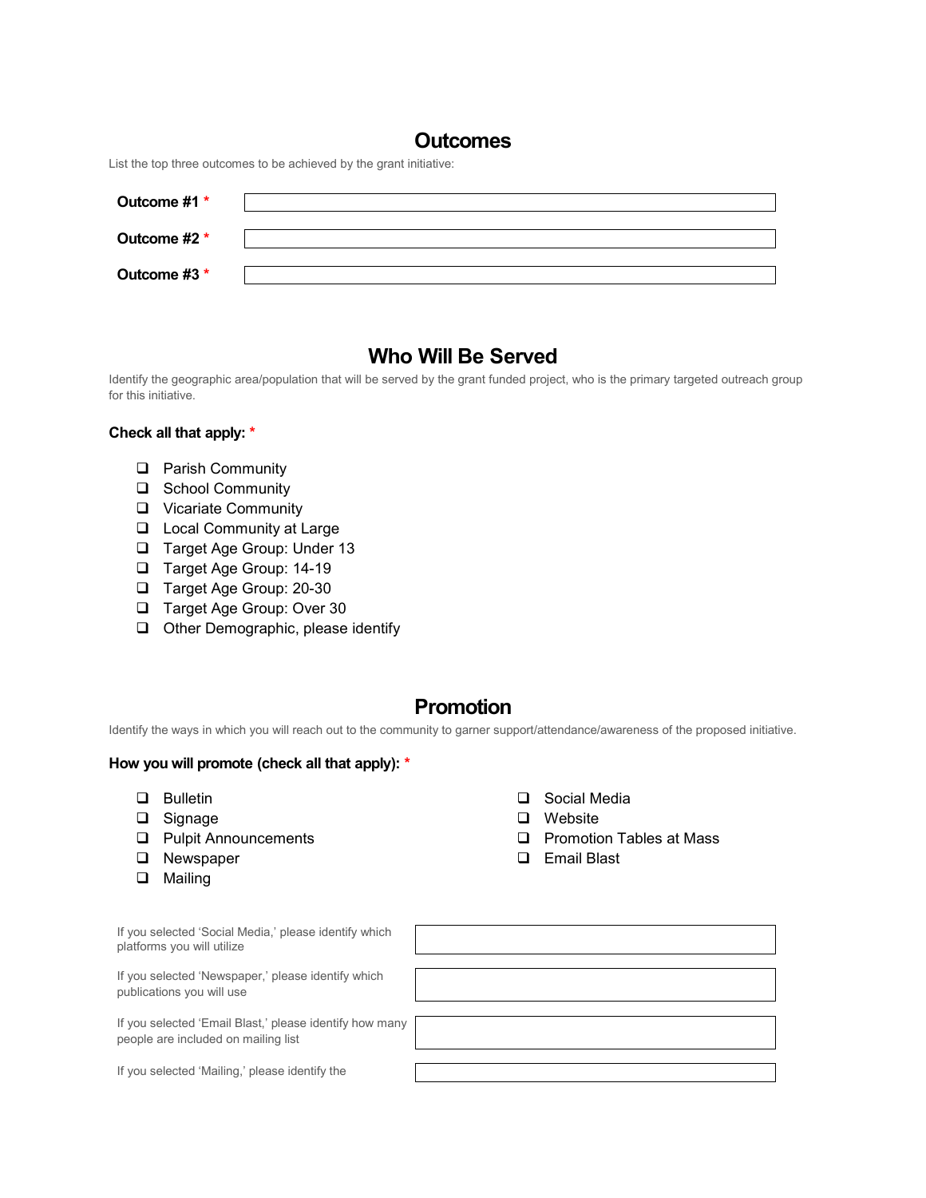## Outcomes

List the top three outcomes to be achieved by the grant initiative:

**Outcome #1** *

**Outcome #2** *

**Outcome #3** *

## Who Will Be Served

Identify the geographic area/population that will be served by the grant funded project, who is the primary targeted outreach group for this initiative.

**Check all that apply:** *

- ❑ Parish Community
- ❑ School Community
- ❑ Vicariate Community
- ❑ Local Community at Large
- ❑ Target Age Group: Under 13
- ❑ Target Age Group: 14-19
- ❑ Target Age Group: 20-30
- ❑ Target Age Group: Over 30
- ❑ Other Demographic, please identify

## Promotion

Identify the ways in which you will reach out to the community to garner support/attendance/awareness of the proposed initiative.

**How you will promote (check all that apply):** *

- ❑ Bulletin
- ❑ Signage
- ❑ Pulpit Announcements
- ❑ Newspaper
- ❑ Mailing
- ❑ Social Media
- ❑ Website
- ❑ Promotion Tables at Mass
- ❑ Email Blast

If you selected 'Social Media,' please identify which platforms you will utilize

If you selected 'Newspaper,' please identify which publications you will use

If you selected 'Email Blast,' please identify how many people are included on mailing list

If you selected 'Mailing,' please identify the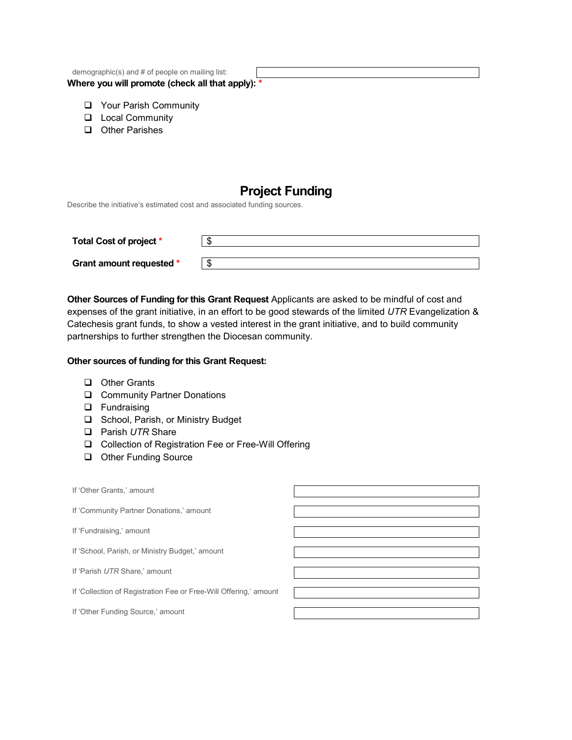demographic(s) and # of people on mailing list:

**Where you will promote (check all that apply):** *

- ❑ Your Parish Community
- ❑ Local Community
- ❑ Other Parishes

## Project Funding

Describe the initiative's estimated cost and associated funding sources.

| | |
|---|---|
| **Total Cost of project** * | $ |
| **Grant amount requested** * | $ |

**Other Sources of Funding for this Grant Request** Applicants are asked to be mindful of cost and expenses of the grant initiative, in an effort to be good stewards of the limited *UTR* Evangelization & Catechesis grant funds, to show a vested interest in the grant initiative, and to build community partnerships to further strengthen the Diocesan community.

**Other sources of funding for this Grant Request:**

- ❑ Other Grants
- ❑ Community Partner Donations
- ❑ Fundraising
- ❑ School, Parish, or Ministry Budget
- ❑ Parish *UTR* Share
- ❑ Collection of Registration Fee or Free-Will Offering
- ❑ Other Funding Source

| | |
|---|---|
| If 'Other Grants,' amount | |
| If 'Community Partner Donations,' amount | |
| If 'Fundraising,' amount | |
| If 'School, Parish, or Ministry Budget,' amount | |
| If 'Parish *UTR* Share,' amount | |
| If 'Collection of Registration Fee or Free-Will Offering,' amount | |
| If 'Other Funding Source,' amount | |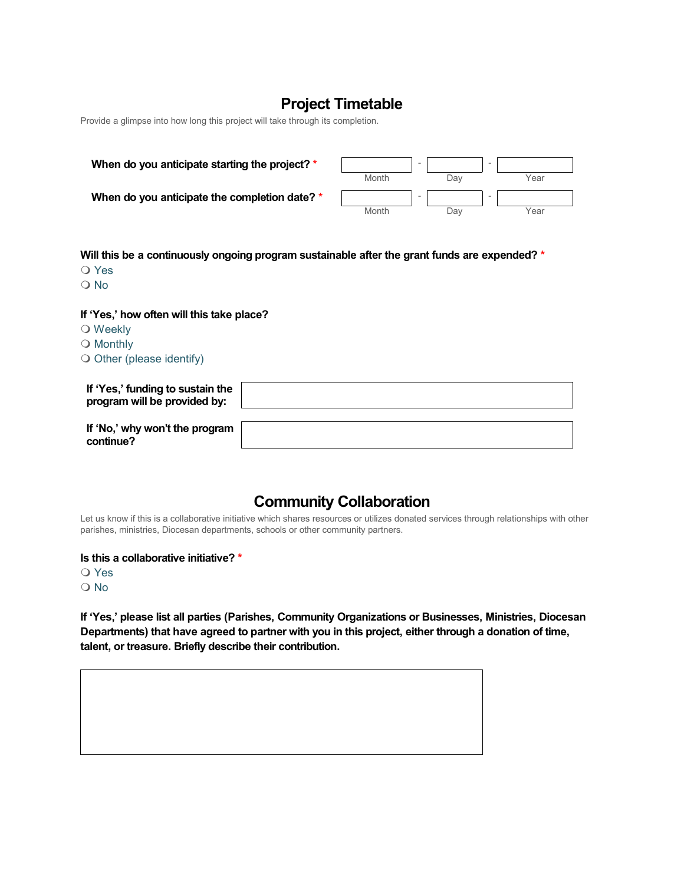## Project Timetable

Provide a glimpse into how long this project will take through its completion.

**When do you anticipate starting the project?** *

Month - Day - Year

**When do you anticipate the completion date?** *

Month - Day - Year

**Will this be a continuously ongoing program sustainable after the grant funds are expended?** *

❍ Yes
❍ No

**If 'Yes,' how often will this take place?**

❍ Weekly
❍ Monthly
❍ Other (please identify)

**If 'Yes,' funding to sustain the program will be provided by:**

**If 'No,' why won't the program continue?**

## Community Collaboration

Let us know if this is a collaborative initiative which shares resources or utilizes donated services through relationships with other parishes, ministries, Diocesan departments, schools or other community partners.

**Is this a collaborative initiative?** *

❍ Yes
❍ No

**If 'Yes,' please list all parties (Parishes, Community Organizations or Businesses, Ministries, Diocesan Departments) that have agreed to partner with you in this project, either through a donation of time, talent, or treasure. Briefly describe their contribution.**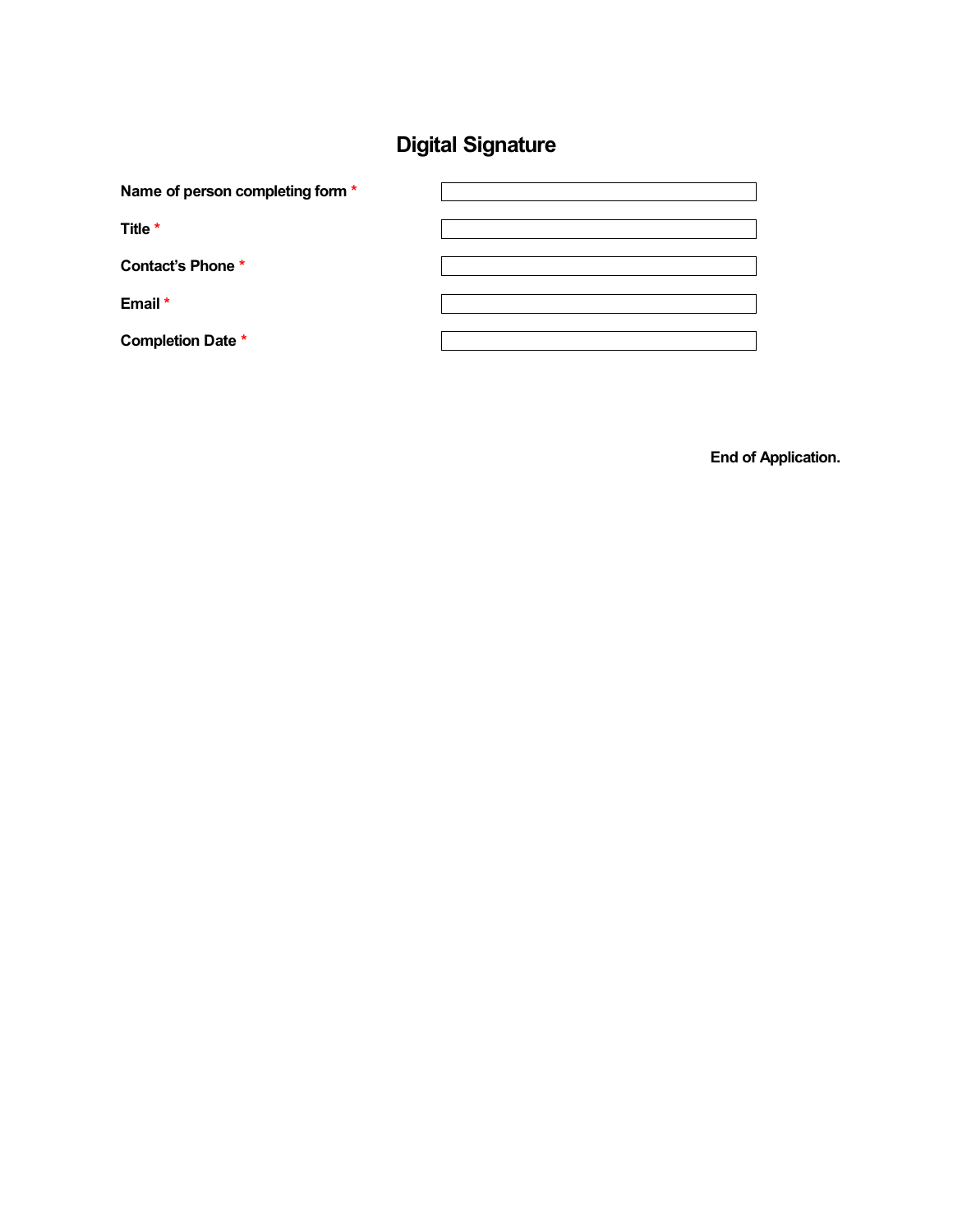# Digital Signature

| | |
|---|---|
| **Name of person completing form** * | |
| **Title** * | |
| **Contact's Phone** * | |
| **Email** * | |
| **Completion Date** * | |

**End of Application.**